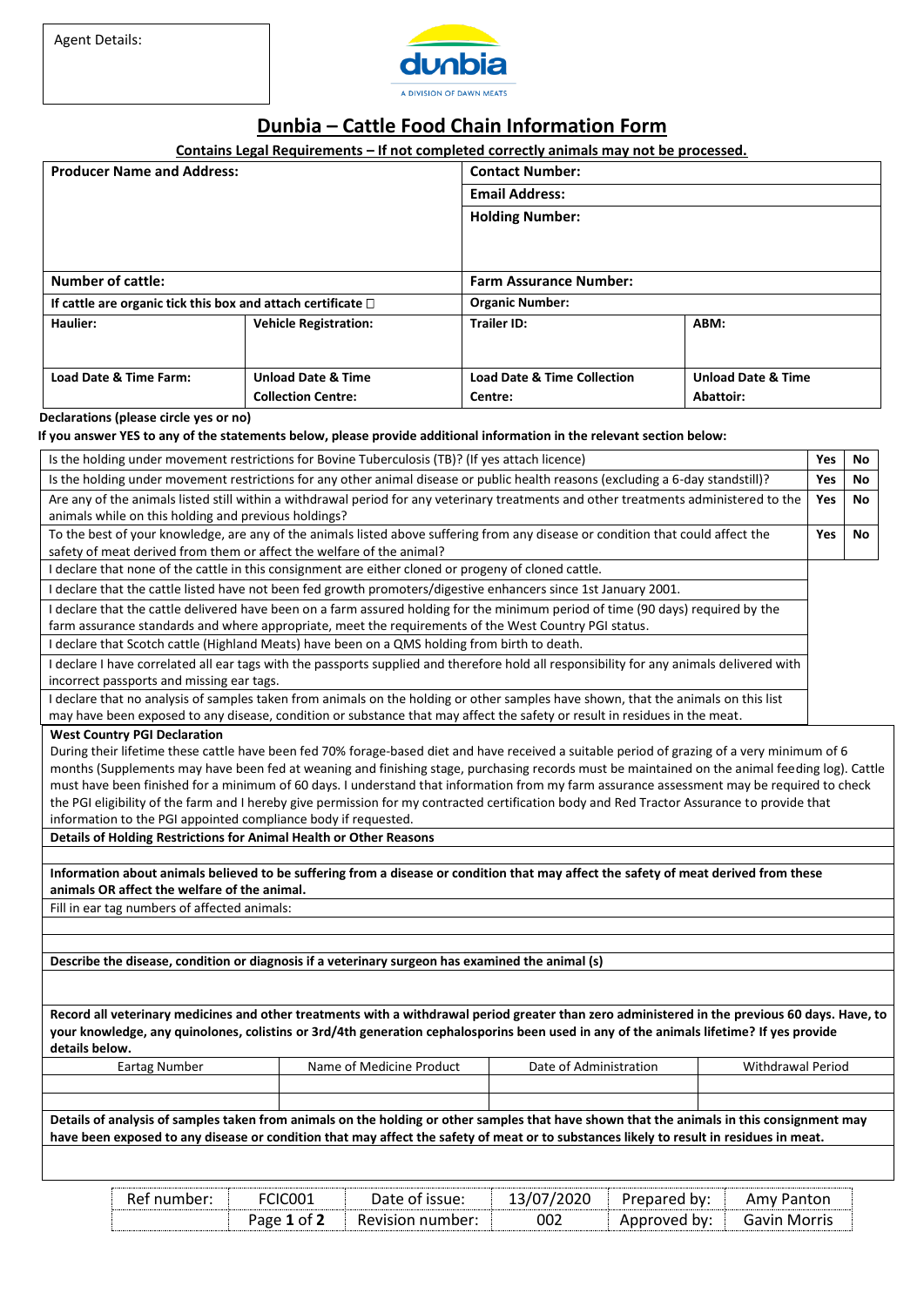| Agent Details: |
|---|
| |

dunbia
A DIVISION OF DAWN MEATS

# Dunbia – Cattle Food Chain Information Form

**Contains Legal Requirements – If not completed correctly animals may not be processed.**

| **Producer Name and Address:** | | **Contact Number:** | |
|---|---|---|---|
| | | **Email Address:** | |
| | | **Holding Number:** | |
| **Number of cattle:** | | **Farm Assurance Number:** | |
| **If cattle are organic tick this box and attach certificate** ☐ | | **Organic Number:** | |
| **Haulier:** | **Vehicle Registration:** | **Trailer ID:** | **ABM:** |
| **Load Date & Time Farm:** | **Unload Date & Time Collection Centre:** | **Load Date & Time Collection Centre:** | **Unload Date & Time Abattoir:** |

**Declarations (please circle yes or no)**

**If you answer YES to any of the statements below, please provide additional information in the relevant section below:**

| Declaration | | |
|---|---|---|
| Is the holding under movement restrictions for Bovine Tuberculosis (TB)? (If yes attach licence) | **Yes** | **No** |
| Is the holding under movement restrictions for any other animal disease or public health reasons (excluding a 6-day standstill)? | **Yes** | **No** |
| Are any of the animals listed still within a withdrawal period for any veterinary treatments and other treatments administered to the animals while on this holding and previous holdings? | **Yes** | **No** |
| To the best of your knowledge, are any of the animals listed above suffering from any disease or condition that could affect the safety of meat derived from them or affect the welfare of the animal? | **Yes** | **No** |
| I declare that none of the cattle in this consignment are either cloned or progeny of cloned cattle. | | |
| I declare that the cattle listed have not been fed growth promoters/digestive enhancers since 1st January 2001. | | |
| I declare that the cattle delivered have been on a farm assured holding for the minimum period of time (90 days) required by the farm assurance standards and where appropriate, meet the requirements of the West Country PGI status. | | |
| I declare that Scotch cattle (Highland Meats) have been on a QMS holding from birth to death. | | |
| I declare I have correlated all ear tags with the passports supplied and therefore hold all responsibility for any animals delivered with incorrect passports and missing ear tags. | | |
| I declare that no analysis of samples taken from animals on the holding or other samples have shown, that the animals on this list may have been exposed to any disease, condition or substance that may affect the safety or result in residues in the meat. | | |

**West Country PGI Declaration**

During their lifetime these cattle have been fed 70% forage-based diet and have received a suitable period of grazing of a very minimum of 6 months (Supplements may have been fed at weaning and finishing stage, purchasing records must be maintained on the animal feeding log). Cattle must have been finished for a minimum of 60 days. I understand that information from my farm assurance assessment may be required to check the PGI eligibility of the farm and I hereby give permission for my contracted certification body and Red Tractor Assurance to provide that information to the PGI appointed compliance body if requested.

**Details of Holding Restrictions for Animal Health or Other Reasons**

**Information about animals believed to be suffering from a disease or condition that may affect the safety of meat derived from these animals OR affect the welfare of the animal.**

Fill in ear tag numbers of affected animals:

**Describe the disease, condition or diagnosis if a veterinary surgeon has examined the animal (s)**

**Record all veterinary medicines and other treatments with a withdrawal period greater than zero administered in the previous 60 days. Have, to your knowledge, any quinolones, colistins or 3rd/4th generation cephalosporins been used in any of the animals lifetime? If yes provide details below.**

| Eartag Number | Name of Medicine Product | Date of Administration | Withdrawal Period |
|---|---|---|---|
| | | | |
| | | | |

**Details of analysis of samples taken from animals on the holding or other samples that have shown that the animals in this consignment may have been exposed to any disease or condition that may affect the safety of meat or to substances likely to result in residues in meat.**

| Ref number: | FCIC001 | Date of issue: | 13/07/2020 | Prepared by: | Amy Panton |
|---|---|---|---|---|---|
| | Page **1** of **2** | Revision number: | 002 | Approved by: | Gavin Morris |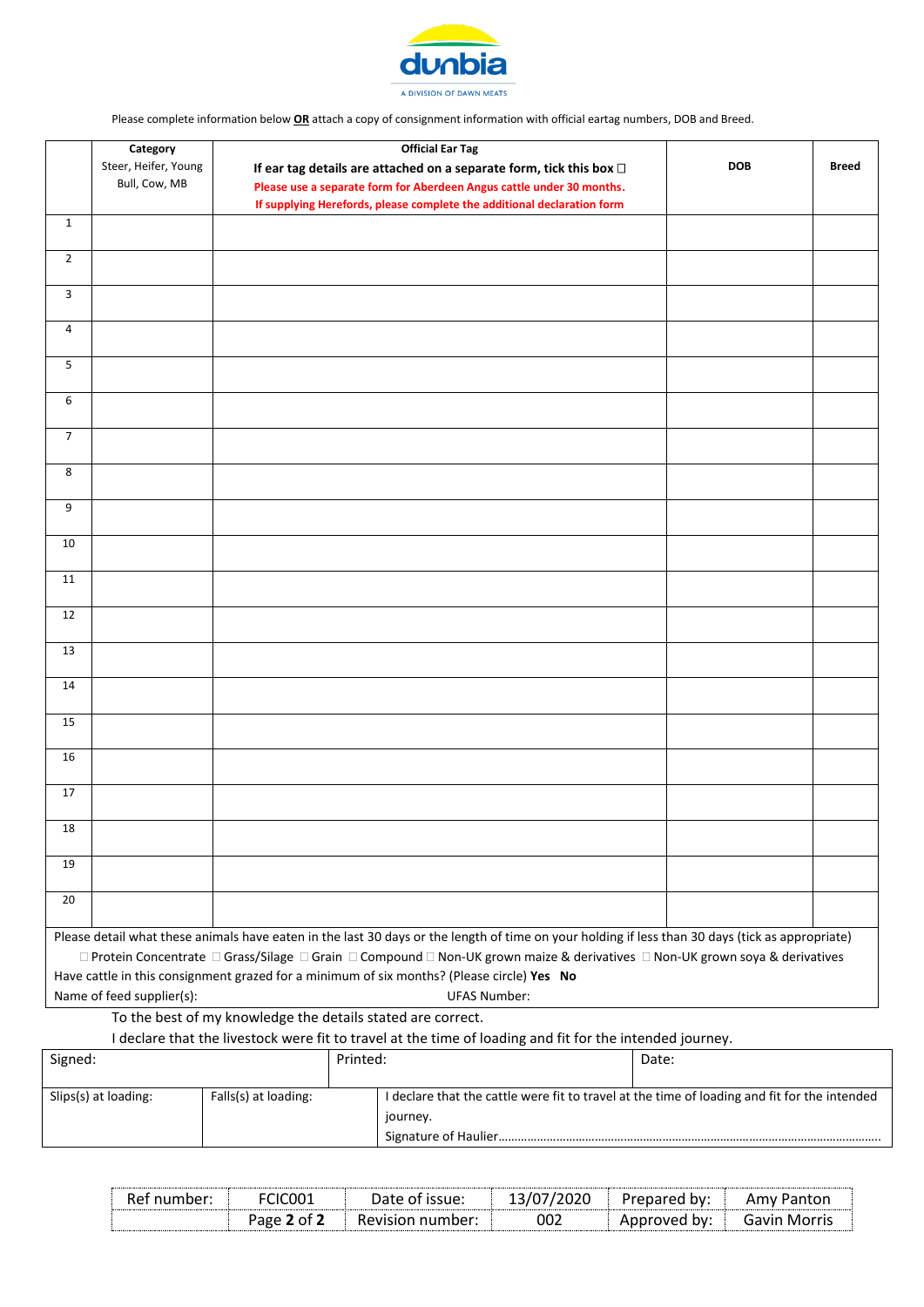dunbia

A DIVISION OF DAWN MEATS

Please complete information below **OR** attach a copy of consignment information with official eartag numbers, DOB and Breed.

| | **Category** Steer, Heifer, Young Bull, Cow, MB | **Official Ear Tag** **If ear tag details are attached on a separate form, tick this box ☐** **Please use a separate form for Aberdeen Angus cattle under 30 months.** **If supplying Herefords, please complete the additional declaration form** | **DOB** | **Breed** |
|---|---|---|---|---|
| 1 | | | | |
| 2 | | | | |
| 3 | | | | |
| 4 | | | | |
| 5 | | | | |
| 6 | | | | |
| 7 | | | | |
| 8 | | | | |
| 9 | | | | |
| 10 | | | | |
| 11 | | | | |
| 12 | | | | |
| 13 | | | | |
| 14 | | | | |
| 15 | | | | |
| 16 | | | | |
| 17 | | | | |
| 18 | | | | |
| 19 | | | | |
| 20 | | | | |

Please detail what these animals have eaten in the last 30 days or the length of time on your holding if less than 30 days (tick as appropriate)

☐ Protein Concentrate ☐ Grass/Silage ☐ Grain ☐ Compound ☐ Non-UK grown maize & derivatives ☐ Non-UK grown soya & derivatives

Have cattle in this consignment grazed for a minimum of six months? (Please circle) **Yes No**

Name of feed supplier(s): UFAS Number:

To the best of my knowledge the details stated are correct.

I declare that the livestock were fit to travel at the time of loading and fit for the intended journey.

| Signed: | Printed: | Date: |
|---|---|---|

| Slips(s) at loading: | Falls(s) at loading: | I declare that the cattle were fit to travel at the time of loading and fit for the intended journey. Signature of Haulier………………………………………………………………………………………………… |
|---|---|---|

| Ref number: | FCIC001 | Date of issue: | 13/07/2020 | Prepared by: | Amy Panton |
|---|---|---|---|---|---|
| | Page **2** of **2** | Revision number: | 002 | Approved by: | Gavin Morris |